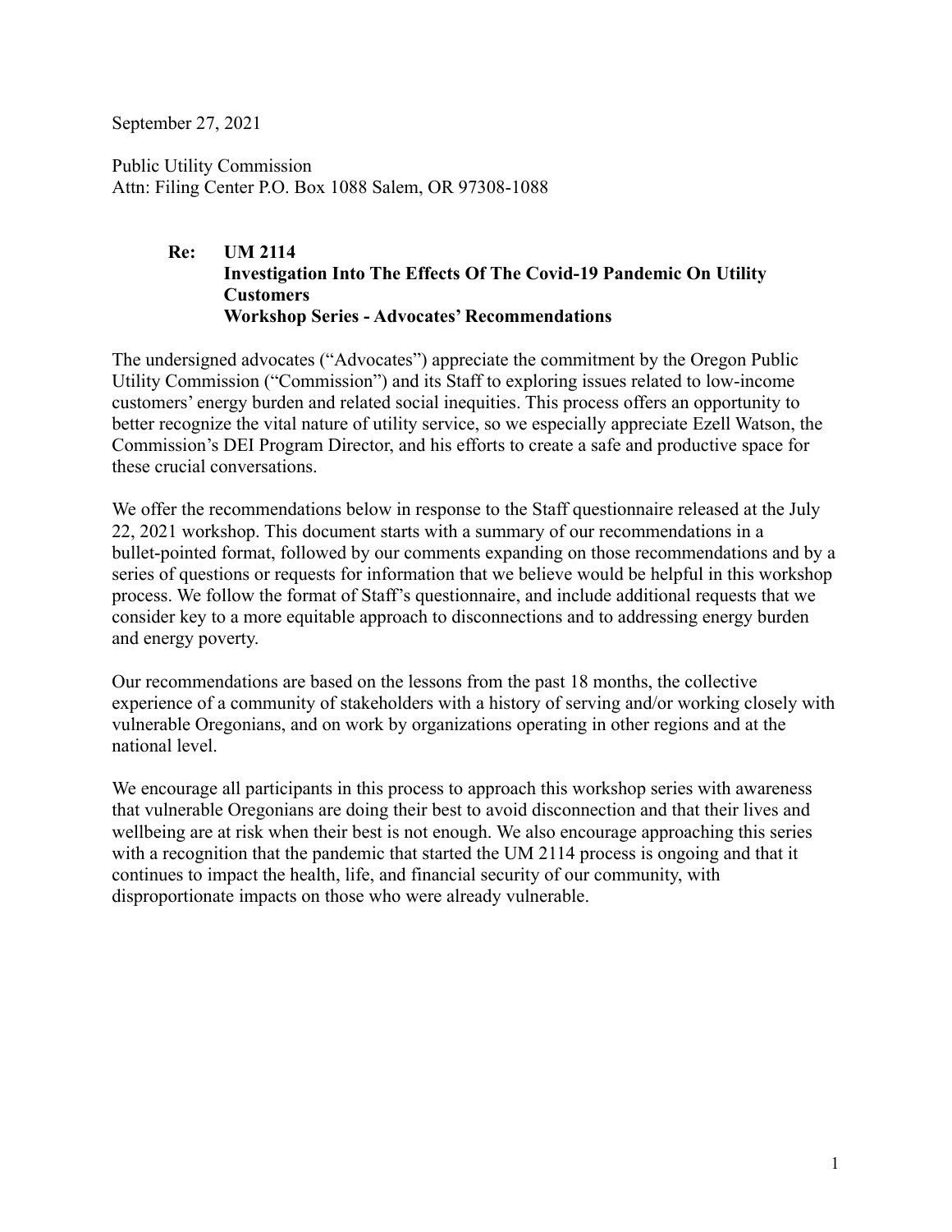September 27, 2021

Public Utility Commission
Attn: Filing Center P.O. Box 1088 Salem, OR 97308-1088

> **Re: UM 2114**
> **Investigation Into The Effects Of The Covid-19 Pandemic On Utility Customers**
> **Workshop Series - Advocates' Recommendations**

The undersigned advocates ("Advocates") appreciate the commitment by the Oregon Public Utility Commission ("Commission") and its Staff to exploring issues related to low-income customers' energy burden and related social inequities. This process offers an opportunity to better recognize the vital nature of utility service, so we especially appreciate Ezell Watson, the Commission's DEI Program Director, and his efforts to create a safe and productive space for these crucial conversations.

We offer the recommendations below in response to the Staff questionnaire released at the July 22, 2021 workshop. This document starts with a summary of our recommendations in a bullet-pointed format, followed by our comments expanding on those recommendations and by a series of questions or requests for information that we believe would be helpful in this workshop process. We follow the format of Staff's questionnaire, and include additional requests that we consider key to a more equitable approach to disconnections and to addressing energy burden and energy poverty.

Our recommendations are based on the lessons from the past 18 months, the collective experience of a community of stakeholders with a history of serving and/or working closely with vulnerable Oregonians, and on work by organizations operating in other regions and at the national level.

We encourage all participants in this process to approach this workshop series with awareness that vulnerable Oregonians are doing their best to avoid disconnection and that their lives and wellbeing are at risk when their best is not enough. We also encourage approaching this series with a recognition that the pandemic that started the UM 2114 process is ongoing and that it continues to impact the health, life, and financial security of our community, with disproportionate impacts on those who were already vulnerable.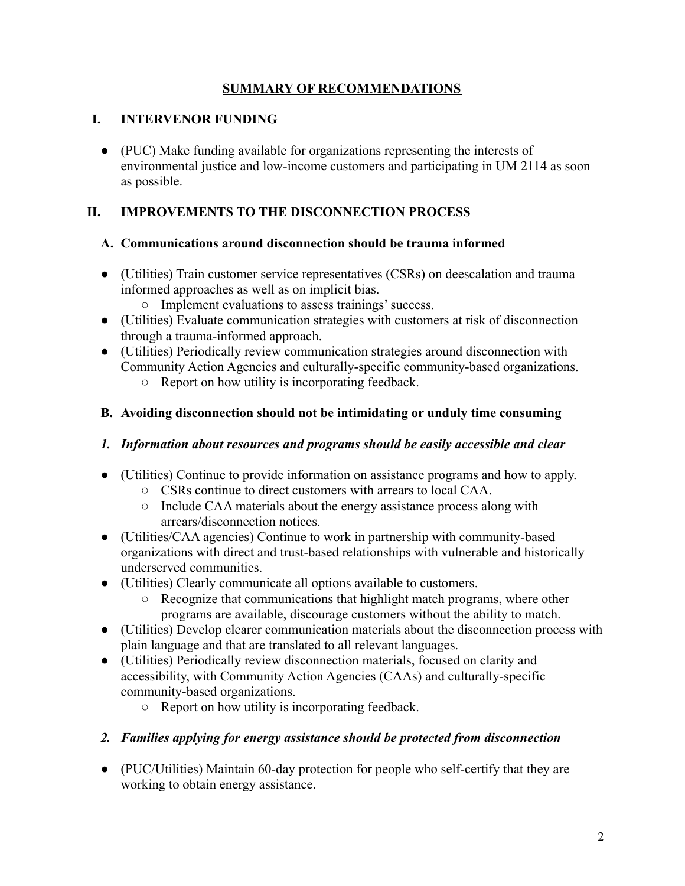# SUMMARY OF RECOMMENDATIONS

## I. INTERVENOR FUNDING

- (PUC) Make funding available for organizations representing the interests of environmental justice and low-income customers and participating in UM 2114 as soon as possible.

## II. IMPROVEMENTS TO THE DISCONNECTION PROCESS

### A. Communications around disconnection should be trauma informed

- (Utilities) Train customer service representatives (CSRs) on deescalation and trauma informed approaches as well as on implicit bias.
  - Implement evaluations to assess trainings' success.
- (Utilities) Evaluate communication strategies with customers at risk of disconnection through a trauma-informed approach.
- (Utilities) Periodically review communication strategies around disconnection with Community Action Agencies and culturally-specific community-based organizations.
  - Report on how utility is incorporating feedback.

### B. Avoiding disconnection should not be intimidating or unduly time consuming

#### *1. Information about resources and programs should be easily accessible and clear*

- (Utilities) Continue to provide information on assistance programs and how to apply.
  - CSRs continue to direct customers with arrears to local CAA.
  - Include CAA materials about the energy assistance process along with arrears/disconnection notices.
- (Utilities/CAA agencies) Continue to work in partnership with community-based organizations with direct and trust-based relationships with vulnerable and historically underserved communities.
- (Utilities) Clearly communicate all options available to customers.
  - Recognize that communications that highlight match programs, where other programs are available, discourage customers without the ability to match.
- (Utilities) Develop clearer communication materials about the disconnection process with plain language and that are translated to all relevant languages.
- (Utilities) Periodically review disconnection materials, focused on clarity and accessibility, with Community Action Agencies (CAAs) and culturally-specific community-based organizations.
  - Report on how utility is incorporating feedback.

#### *2. Families applying for energy assistance should be protected from disconnection*

- (PUC/Utilities) Maintain 60-day protection for people who self-certify that they are working to obtain energy assistance.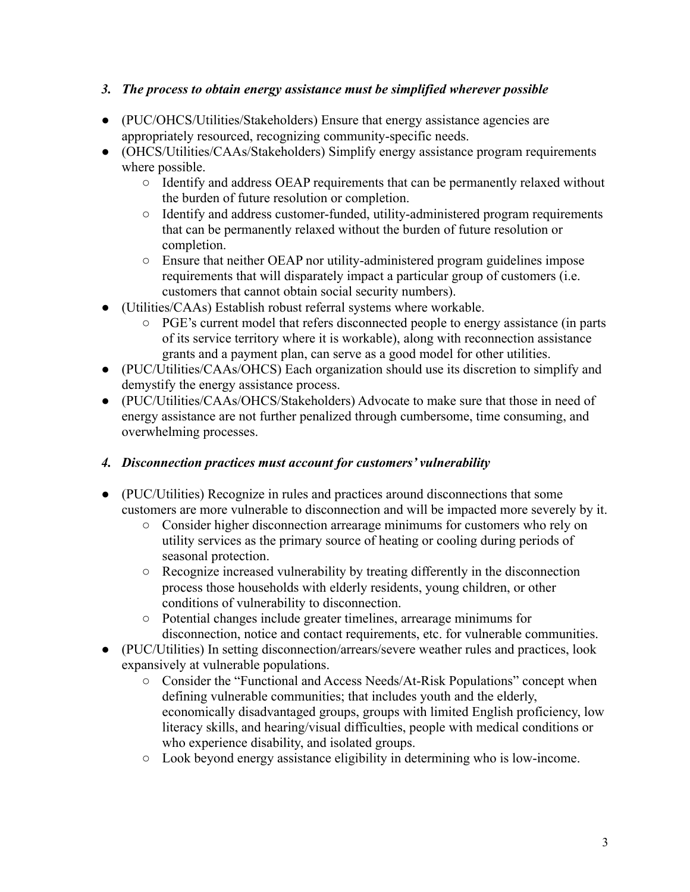### *3. The process to obtain energy assistance must be simplified wherever possible*

- (PUC/OHCS/Utilities/Stakeholders) Ensure that energy assistance agencies are appropriately resourced, recognizing community-specific needs.
- (OHCS/Utilities/CAAs/Stakeholders) Simplify energy assistance program requirements where possible.
    - Identify and address OEAP requirements that can be permanently relaxed without the burden of future resolution or completion.
    - Identify and address customer-funded, utility-administered program requirements that can be permanently relaxed without the burden of future resolution or completion.
    - Ensure that neither OEAP nor utility-administered program guidelines impose requirements that will disparately impact a particular group of customers (i.e. customers that cannot obtain social security numbers).
- (Utilities/CAAs) Establish robust referral systems where workable.
    - PGE's current model that refers disconnected people to energy assistance (in parts of its service territory where it is workable), along with reconnection assistance grants and a payment plan, can serve as a good model for other utilities.
- (PUC/Utilities/CAAs/OHCS) Each organization should use its discretion to simplify and demystify the energy assistance process.
- (PUC/Utilities/CAAs/OHCS/Stakeholders) Advocate to make sure that those in need of energy assistance are not further penalized through cumbersome, time consuming, and overwhelming processes.

### *4. Disconnection practices must account for customers' vulnerability*

- (PUC/Utilities) Recognize in rules and practices around disconnections that some customers are more vulnerable to disconnection and will be impacted more severely by it.
    - Consider higher disconnection arrearage minimums for customers who rely on utility services as the primary source of heating or cooling during periods of seasonal protection.
    - Recognize increased vulnerability by treating differently in the disconnection process those households with elderly residents, young children, or other conditions of vulnerability to disconnection.
    - Potential changes include greater timelines, arrearage minimums for disconnection, notice and contact requirements, etc. for vulnerable communities.
- (PUC/Utilities) In setting disconnection/arrears/severe weather rules and practices, look expansively at vulnerable populations.
    - Consider the "Functional and Access Needs/At-Risk Populations" concept when defining vulnerable communities; that includes youth and the elderly, economically disadvantaged groups, groups with limited English proficiency, low literacy skills, and hearing/visual difficulties, people with medical conditions or who experience disability, and isolated groups.
    - Look beyond energy assistance eligibility in determining who is low-income.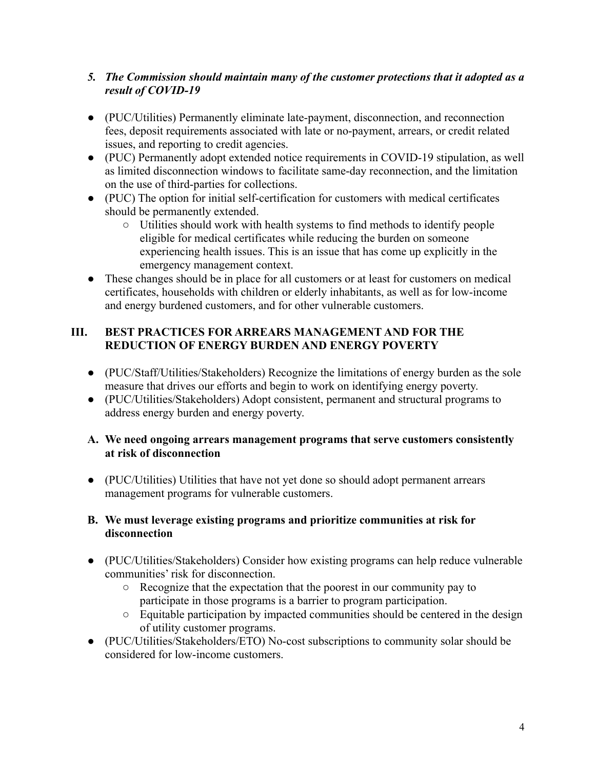5. ***The Commission should maintain many of the customer protections that it adopted as a result of COVID-19***

- (PUC/Utilities) Permanently eliminate late-payment, disconnection, and reconnection fees, deposit requirements associated with late or no-payment, arrears, or credit related issues, and reporting to credit agencies.
- (PUC) Permanently adopt extended notice requirements in COVID-19 stipulation, as well as limited disconnection windows to facilitate same-day reconnection, and the limitation on the use of third-parties for collections.
- (PUC) The option for initial self-certification for customers with medical certificates should be permanently extended.
  - Utilities should work with health systems to find methods to identify people eligible for medical certificates while reducing the burden on someone experiencing health issues. This is an issue that has come up explicitly in the emergency management context.
- These changes should be in place for all customers or at least for customers on medical certificates, households with children or elderly inhabitants, as well as for low-income and energy burdened customers, and for other vulnerable customers.

## III. BEST PRACTICES FOR ARREARS MANAGEMENT AND FOR THE REDUCTION OF ENERGY BURDEN AND ENERGY POVERTY

- (PUC/Staff/Utilities/Stakeholders) Recognize the limitations of energy burden as the sole measure that drives our efforts and begin to work on identifying energy poverty.
- (PUC/Utilities/Stakeholders) Adopt consistent, permanent and structural programs to address energy burden and energy poverty.

### A. We need ongoing arrears management programs that serve customers consistently at risk of disconnection

- (PUC/Utilities) Utilities that have not yet done so should adopt permanent arrears management programs for vulnerable customers.

### B. We must leverage existing programs and prioritize communities at risk for disconnection

- (PUC/Utilities/Stakeholders) Consider how existing programs can help reduce vulnerable communities' risk for disconnection.
  - Recognize that the expectation that the poorest in our community pay to participate in those programs is a barrier to program participation.
  - Equitable participation by impacted communities should be centered in the design of utility customer programs.
- (PUC/Utilities/Stakeholders/ETO) No-cost subscriptions to community solar should be considered for low-income customers.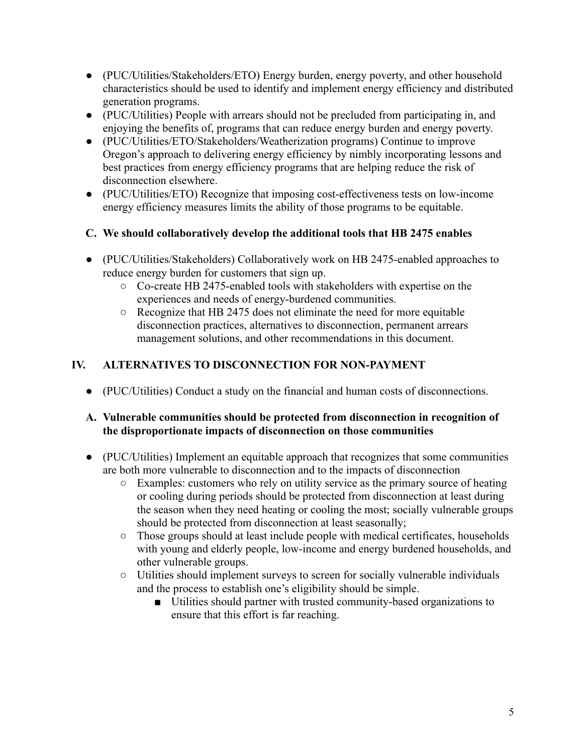- (PUC/Utilities/Stakeholders/ETO) Energy burden, energy poverty, and other household characteristics should be used to identify and implement energy efficiency and distributed generation programs.
- (PUC/Utilities) People with arrears should not be precluded from participating in, and enjoying the benefits of, programs that can reduce energy burden and energy poverty.
- (PUC/Utilities/ETO/Stakeholders/Weatherization programs) Continue to improve Oregon's approach to delivering energy efficiency by nimbly incorporating lessons and best practices from energy efficiency programs that are helping reduce the risk of disconnection elsewhere.
- (PUC/Utilities/ETO) Recognize that imposing cost-effectiveness tests on low-income energy efficiency measures limits the ability of those programs to be equitable.

### C. We should collaboratively develop the additional tools that HB 2475 enables

- (PUC/Utilities/Stakeholders) Collaboratively work on HB 2475-enabled approaches to reduce energy burden for customers that sign up.
  - Co-create HB 2475-enabled tools with stakeholders with expertise on the experiences and needs of energy-burdened communities.
  - Recognize that HB 2475 does not eliminate the need for more equitable disconnection practices, alternatives to disconnection, permanent arrears management solutions, and other recommendations in this document.

## IV. ALTERNATIVES TO DISCONNECTION FOR NON-PAYMENT

- (PUC/Utilities) Conduct a study on the financial and human costs of disconnections.

### A. Vulnerable communities should be protected from disconnection in recognition of the disproportionate impacts of disconnection on those communities

- (PUC/Utilities) Implement an equitable approach that recognizes that some communities are both more vulnerable to disconnection and to the impacts of disconnection
  - Examples: customers who rely on utility service as the primary source of heating or cooling during periods should be protected from disconnection at least during the season when they need heating or cooling the most; socially vulnerable groups should be protected from disconnection at least seasonally;
  - Those groups should at least include people with medical certificates, households with young and elderly people, low-income and energy burdened households, and other vulnerable groups.
  - Utilities should implement surveys to screen for socially vulnerable individuals and the process to establish one's eligibility should be simple.
    - Utilities should partner with trusted community-based organizations to ensure that this effort is far reaching.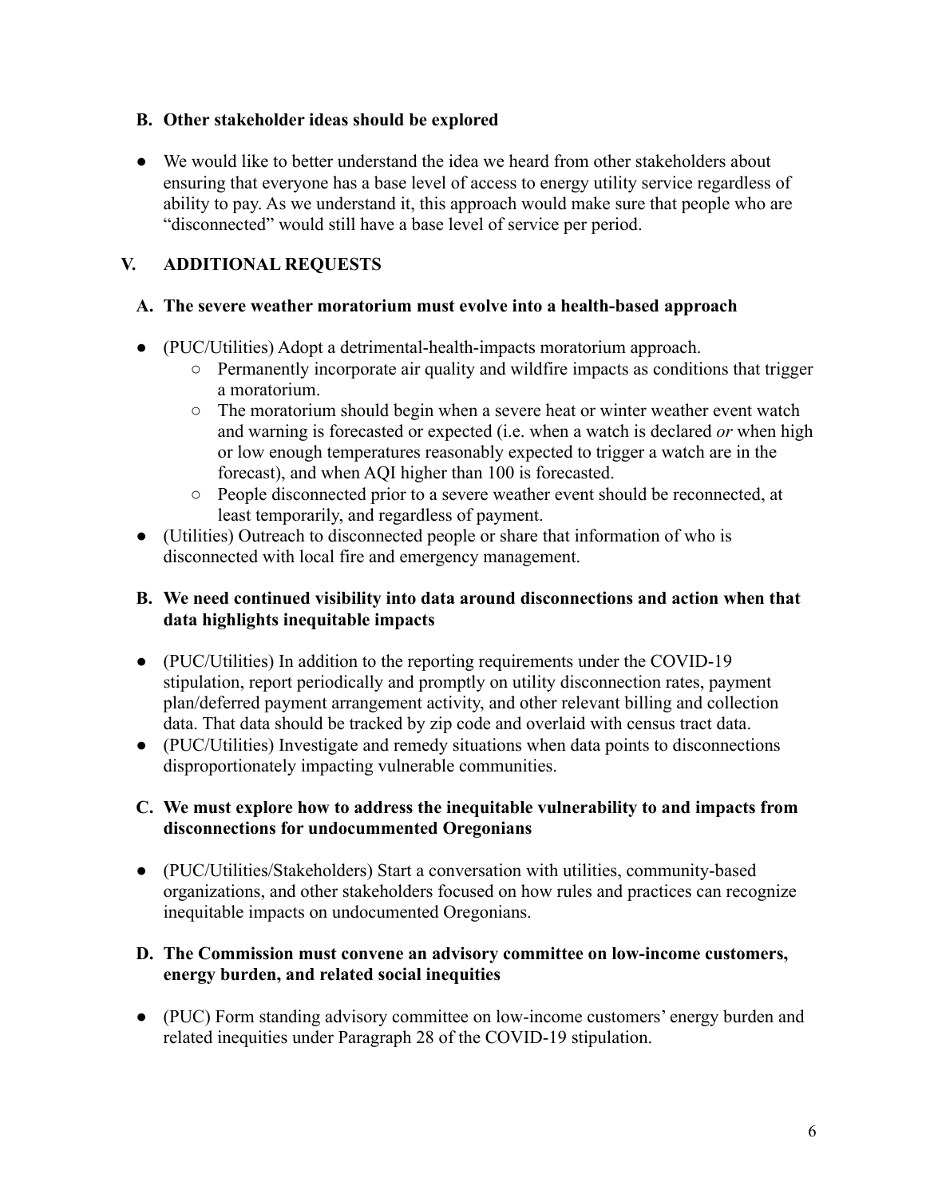### B. Other stakeholder ideas should be explored

- We would like to better understand the idea we heard from other stakeholders about ensuring that everyone has a base level of access to energy utility service regardless of ability to pay. As we understand it, this approach would make sure that people who are "disconnected" would still have a base level of service per period.

## V. ADDITIONAL REQUESTS

### A. The severe weather moratorium must evolve into a health-based approach

- (PUC/Utilities) Adopt a detrimental-health-impacts moratorium approach.
  - Permanently incorporate air quality and wildfire impacts as conditions that trigger a moratorium.
  - The moratorium should begin when a severe heat or winter weather event watch and warning is forecasted or expected (i.e. when a watch is declared *or* when high or low enough temperatures reasonably expected to trigger a watch are in the forecast), and when AQI higher than 100 is forecasted.
  - People disconnected prior to a severe weather event should be reconnected, at least temporarily, and regardless of payment.
- (Utilities) Outreach to disconnected people or share that information of who is disconnected with local fire and emergency management.

### B. We need continued visibility into data around disconnections and action when that data highlights inequitable impacts

- (PUC/Utilities) In addition to the reporting requirements under the COVID-19 stipulation, report periodically and promptly on utility disconnection rates, payment plan/deferred payment arrangement activity, and other relevant billing and collection data. That data should be tracked by zip code and overlaid with census tract data.
- (PUC/Utilities) Investigate and remedy situations when data points to disconnections disproportionately impacting vulnerable communities.

### C. We must explore how to address the inequitable vulnerability to and impacts from disconnections for undocummented Oregonians

- (PUC/Utilities/Stakeholders) Start a conversation with utilities, community-based organizations, and other stakeholders focused on how rules and practices can recognize inequitable impacts on undocumented Oregonians.

### D. The Commission must convene an advisory committee on low-income customers, energy burden, and related social inequities

- (PUC) Form standing advisory committee on low-income customers' energy burden and related inequities under Paragraph 28 of the COVID-19 stipulation.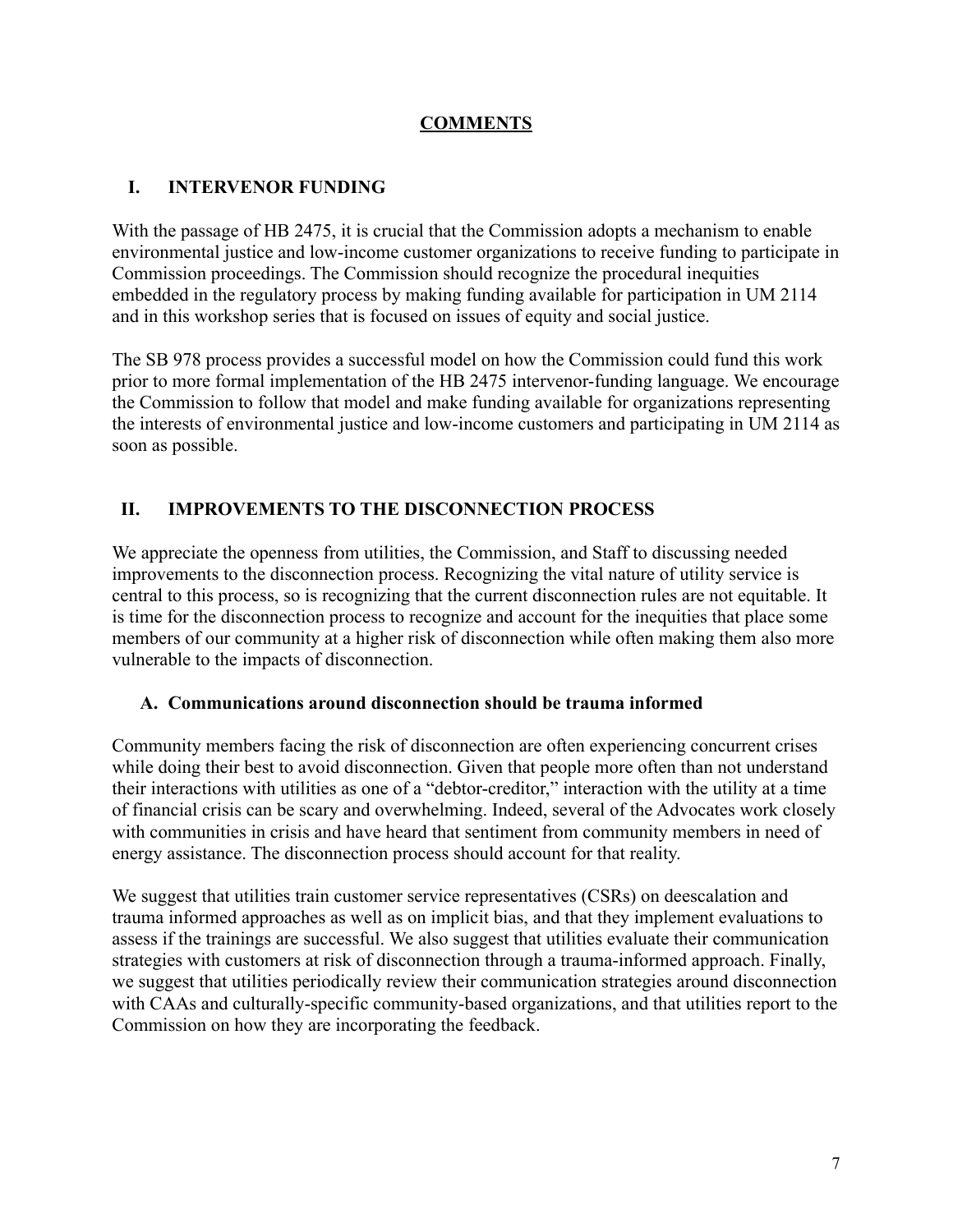## COMMENTS

### I. INTERVENOR FUNDING

With the passage of HB 2475, it is crucial that the Commission adopts a mechanism to enable environmental justice and low-income customer organizations to receive funding to participate in Commission proceedings. The Commission should recognize the procedural inequities embedded in the regulatory process by making funding available for participation in UM 2114 and in this workshop series that is focused on issues of equity and social justice.

The SB 978 process provides a successful model on how the Commission could fund this work prior to more formal implementation of the HB 2475 intervenor-funding language. We encourage the Commission to follow that model and make funding available for organizations representing the interests of environmental justice and low-income customers and participating in UM 2114 as soon as possible.

### II. IMPROVEMENTS TO THE DISCONNECTION PROCESS

We appreciate the openness from utilities, the Commission, and Staff to discussing needed improvements to the disconnection process. Recognizing the vital nature of utility service is central to this process, so is recognizing that the current disconnection rules are not equitable. It is time for the disconnection process to recognize and account for the inequities that place some members of our community at a higher risk of disconnection while often making them also more vulnerable to the impacts of disconnection.

#### A. Communications around disconnection should be trauma informed

Community members facing the risk of disconnection are often experiencing concurrent crises while doing their best to avoid disconnection. Given that people more often than not understand their interactions with utilities as one of a "debtor-creditor," interaction with the utility at a time of financial crisis can be scary and overwhelming. Indeed, several of the Advocates work closely with communities in crisis and have heard that sentiment from community members in need of energy assistance. The disconnection process should account for that reality.

We suggest that utilities train customer service representatives (CSRs) on deescalation and trauma informed approaches as well as on implicit bias, and that they implement evaluations to assess if the trainings are successful. We also suggest that utilities evaluate their communication strategies with customers at risk of disconnection through a trauma-informed approach. Finally, we suggest that utilities periodically review their communication strategies around disconnection with CAAs and culturally-specific community-based organizations, and that utilities report to the Commission on how they are incorporating the feedback.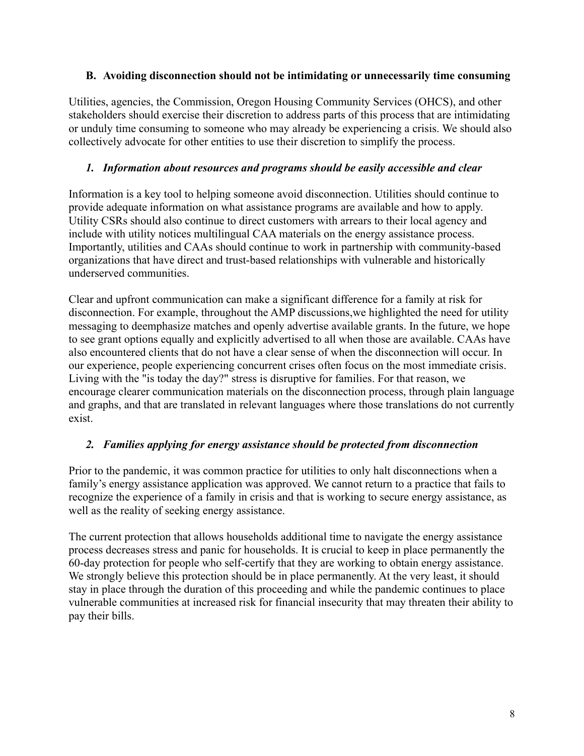### B. Avoiding disconnection should not be intimidating or unnecessarily time consuming

Utilities, agencies, the Commission, Oregon Housing Community Services (OHCS), and other stakeholders should exercise their discretion to address parts of this process that are intimidating or unduly time consuming to someone who may already be experiencing a crisis. We should also collectively advocate for other entities to use their discretion to simplify the process.

#### *1. Information about resources and programs should be easily accessible and clear*

Information is a key tool to helping someone avoid disconnection. Utilities should continue to provide adequate information on what assistance programs are available and how to apply. Utility CSRs should also continue to direct customers with arrears to their local agency and include with utility notices multilingual CAA materials on the energy assistance process. Importantly, utilities and CAAs should continue to work in partnership with community-based organizations that have direct and trust-based relationships with vulnerable and historically underserved communities.

Clear and upfront communication can make a significant difference for a family at risk for disconnection. For example, throughout the AMP discussions,we highlighted the need for utility messaging to deemphasize matches and openly advertise available grants. In the future, we hope to see grant options equally and explicitly advertised to all when those are available. CAAs have also encountered clients that do not have a clear sense of when the disconnection will occur. In our experience, people experiencing concurrent crises often focus on the most immediate crisis. Living with the "is today the day?" stress is disruptive for families. For that reason, we encourage clearer communication materials on the disconnection process, through plain language and graphs, and that are translated in relevant languages where those translations do not currently exist.

#### *2. Families applying for energy assistance should be protected from disconnection*

Prior to the pandemic, it was common practice for utilities to only halt disconnections when a family's energy assistance application was approved. We cannot return to a practice that fails to recognize the experience of a family in crisis and that is working to secure energy assistance, as well as the reality of seeking energy assistance.

The current protection that allows households additional time to navigate the energy assistance process decreases stress and panic for households. It is crucial to keep in place permanently the 60-day protection for people who self-certify that they are working to obtain energy assistance. We strongly believe this protection should be in place permanently. At the very least, it should stay in place through the duration of this proceeding and while the pandemic continues to place vulnerable communities at increased risk for financial insecurity that may threaten their ability to pay their bills.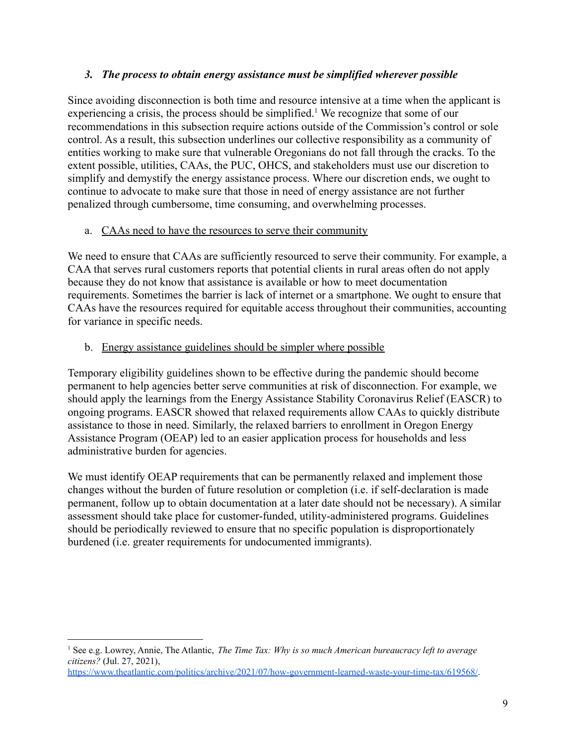### *3. The process to obtain energy assistance must be simplified wherever possible*

Since avoiding disconnection is both time and resource intensive at a time when the applicant is experiencing a crisis, the process should be simplified.[1] We recognize that some of our recommendations in this subsection require actions outside of the Commission's control or sole control. As a result, this subsection underlines our collective responsibility as a community of entities working to make sure that vulnerable Oregonians do not fall through the cracks. To the extent possible, utilities, CAAs, the PUC, OHCS, and stakeholders must use our discretion to simplify and demystify the energy assistance process. Where our discretion ends, we ought to continue to advocate to make sure that those in need of energy assistance are not further penalized through cumbersome, time consuming, and overwhelming processes.

a. <u>CAAs need to have the resources to serve their community</u>

We need to ensure that CAAs are sufficiently resourced to serve their community. For example, a CAA that serves rural customers reports that potential clients in rural areas often do not apply because they do not know that assistance is available or how to meet documentation requirements. Sometimes the barrier is lack of internet or a smartphone. We ought to ensure that CAAs have the resources required for equitable access throughout their communities, accounting for variance in specific needs.

b. <u>Energy assistance guidelines should be simpler where possible</u>

Temporary eligibility guidelines shown to be effective during the pandemic should become permanent to help agencies better serve communities at risk of disconnection. For example, we should apply the learnings from the Energy Assistance Stability Coronavirus Relief (EASCR) to ongoing programs. EASCR showed that relaxed requirements allow CAAs to quickly distribute assistance to those in need. Similarly, the relaxed barriers to enrollment in Oregon Energy Assistance Program (OEAP) led to an easier application process for households and less administrative burden for agencies.

We must identify OEAP requirements that can be permanently relaxed and implement those changes without the burden of future resolution or completion (i.e. if self-declaration is made permanent, follow up to obtain documentation at a later date should not be necessary). A similar assessment should take place for customer-funded, utility-administered programs. Guidelines should be periodically reviewed to ensure that no specific population is disproportionately burdened (i.e. greater requirements for undocumented immigrants).

---

[1] See e.g. Lowrey, Annie, The Atlantic, *The Time Tax: Why is so much American bureaucracy left to average citizens?* (Jul. 27, 2021), https://www.theatlantic.com/politics/archive/2021/07/how-government-learned-waste-your-time-tax/619568/.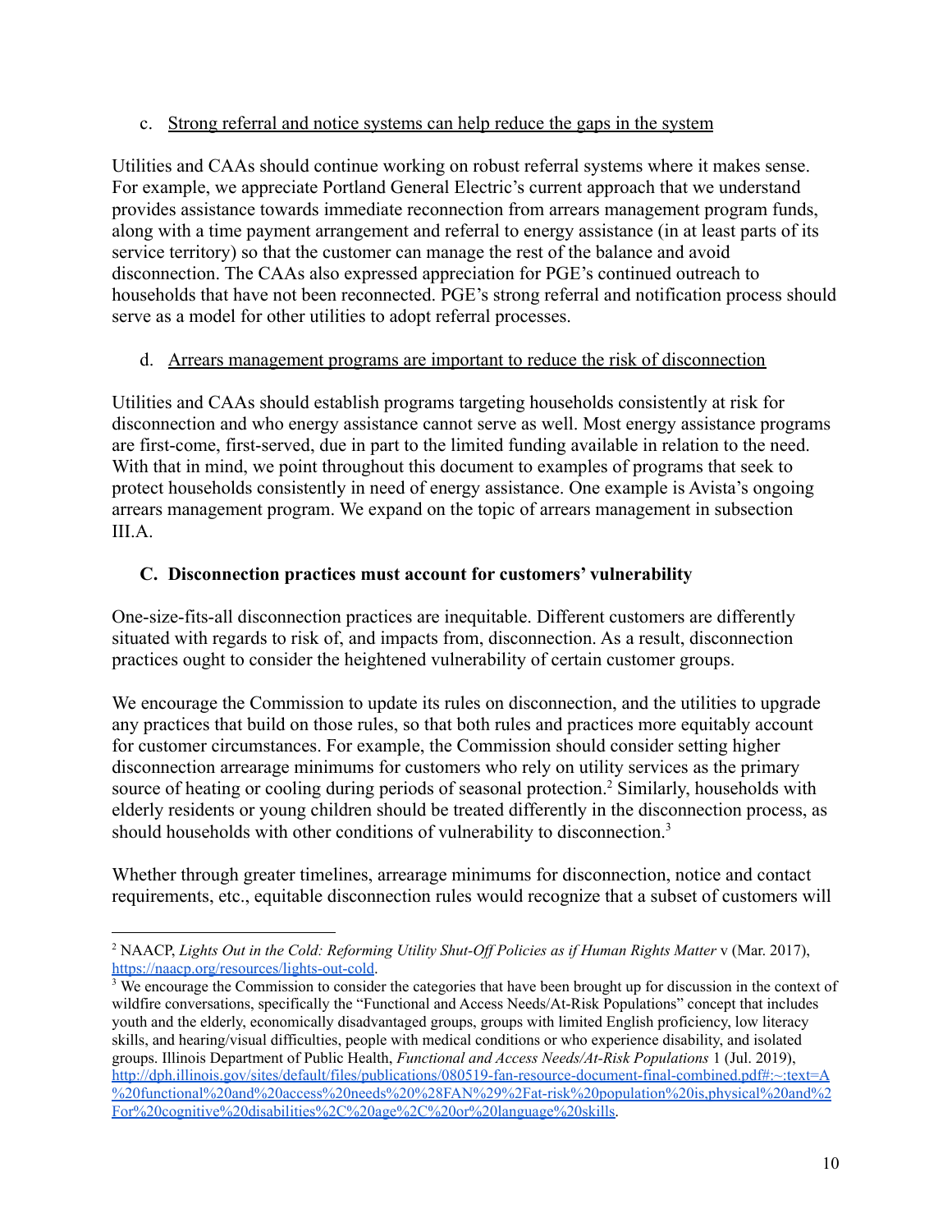c. Strong referral and notice systems can help reduce the gaps in the system

Utilities and CAAs should continue working on robust referral systems where it makes sense. For example, we appreciate Portland General Electric's current approach that we understand provides assistance towards immediate reconnection from arrears management program funds, along with a time payment arrangement and referral to energy assistance (in at least parts of its service territory) so that the customer can manage the rest of the balance and avoid disconnection. The CAAs also expressed appreciation for PGE's continued outreach to households that have not been reconnected. PGE's strong referral and notification process should serve as a model for other utilities to adopt referral processes.

d. Arrears management programs are important to reduce the risk of disconnection

Utilities and CAAs should establish programs targeting households consistently at risk for disconnection and who energy assistance cannot serve as well. Most energy assistance programs are first-come, first-served, due in part to the limited funding available in relation to the need. With that in mind, we point throughout this document to examples of programs that seek to protect households consistently in need of energy assistance. One example is Avista's ongoing arrears management program. We expand on the topic of arrears management in subsection III.A.

### C. Disconnection practices must account for customers' vulnerability

One-size-fits-all disconnection practices are inequitable. Different customers are differently situated with regards to risk of, and impacts from, disconnection. As a result, disconnection practices ought to consider the heightened vulnerability of certain customer groups.

We encourage the Commission to update its rules on disconnection, and the utilities to upgrade any practices that build on those rules, so that both rules and practices more equitably account for customer circumstances. For example, the Commission should consider setting higher disconnection arrearage minimums for customers who rely on utility services as the primary source of heating or cooling during periods of seasonal protection.[2] Similarly, households with elderly residents or young children should be treated differently in the disconnection process, as should households with other conditions of vulnerability to disconnection.[3]

Whether through greater timelines, arrearage minimums for disconnection, notice and contact requirements, etc., equitable disconnection rules would recognize that a subset of customers will

---

[2] NAACP, *Lights Out in the Cold: Reforming Utility Shut-Off Policies as if Human Rights Matter* v (Mar. 2017), https://naacp.org/resources/lights-out-cold.

[3] We encourage the Commission to consider the categories that have been brought up for discussion in the context of wildfire conversations, specifically the "Functional and Access Needs/At-Risk Populations" concept that includes youth and the elderly, economically disadvantaged groups, groups with limited English proficiency, low literacy skills, and hearing/visual difficulties, people with medical conditions or who experience disability, and isolated groups. Illinois Department of Public Health, *Functional and Access Needs/At-Risk Populations* 1 (Jul. 2019), http://dph.illinois.gov/sites/default/files/publications/080519-fan-resource-document-final-combined.pdf#:~:text=A%20functional%20and%20access%20needs%20%28FAN%29%2Fat-risk%20population%20is,physical%20and%2For%20cognitive%20disabilities%2C%20age%2C%20or%20language%20skills.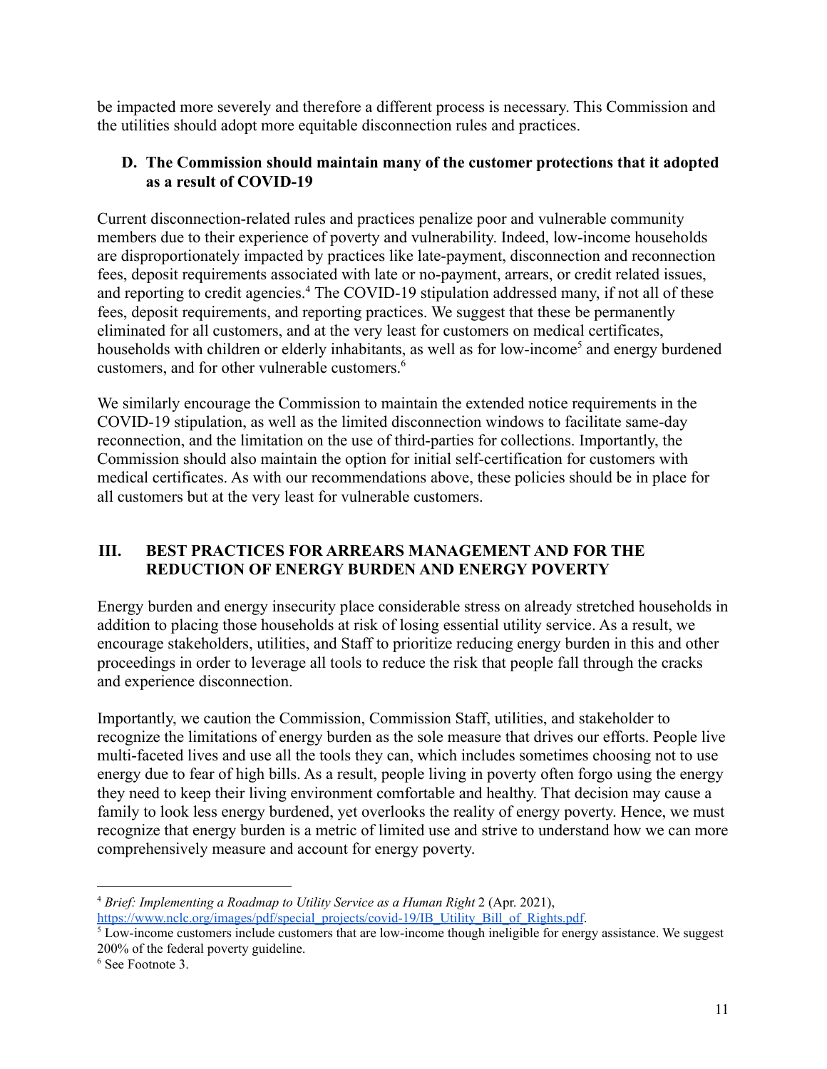be impacted more severely and therefore a different process is necessary. This Commission and the utilities should adopt more equitable disconnection rules and practices.

### D. The Commission should maintain many of the customer protections that it adopted as a result of COVID-19

Current disconnection-related rules and practices penalize poor and vulnerable community members due to their experience of poverty and vulnerability. Indeed, low-income households are disproportionately impacted by practices like late-payment, disconnection and reconnection fees, deposit requirements associated with late or no-payment, arrears, or credit related issues, and reporting to credit agencies.[4] The COVID-19 stipulation addressed many, if not all of these fees, deposit requirements, and reporting practices. We suggest that these be permanently eliminated for all customers, and at the very least for customers on medical certificates, households with children or elderly inhabitants, as well as for low-income[5] and energy burdened customers, and for other vulnerable customers.[6]

We similarly encourage the Commission to maintain the extended notice requirements in the COVID-19 stipulation, as well as the limited disconnection windows to facilitate same-day reconnection, and the limitation on the use of third-parties for collections. Importantly, the Commission should also maintain the option for initial self-certification for customers with medical certificates. As with our recommendations above, these policies should be in place for all customers but at the very least for vulnerable customers.

## III. BEST PRACTICES FOR ARREARS MANAGEMENT AND FOR THE REDUCTION OF ENERGY BURDEN AND ENERGY POVERTY

Energy burden and energy insecurity place considerable stress on already stretched households in addition to placing those households at risk of losing essential utility service. As a result, we encourage stakeholders, utilities, and Staff to prioritize reducing energy burden in this and other proceedings in order to leverage all tools to reduce the risk that people fall through the cracks and experience disconnection.

Importantly, we caution the Commission, Commission Staff, utilities, and stakeholder to recognize the limitations of energy burden as the sole measure that drives our efforts. People live multi-faceted lives and use all the tools they can, which includes sometimes choosing not to use energy due to fear of high bills. As a result, people living in poverty often forgo using the energy they need to keep their living environment comfortable and healthy. That decision may cause a family to look less energy burdened, yet overlooks the reality of energy poverty. Hence, we must recognize that energy burden is a metric of limited use and strive to understand how we can more comprehensively measure and account for energy poverty.

---

[4] *Brief: Implementing a Roadmap to Utility Service as a Human Right* 2 (Apr. 2021), https://www.nclc.org/images/pdf/special_projects/covid-19/IB_Utility_Bill_of_Rights.pdf.

[5] Low-income customers include customers that are low-income though ineligible for energy assistance. We suggest 200% of the federal poverty guideline.

[6] See Footnote 3.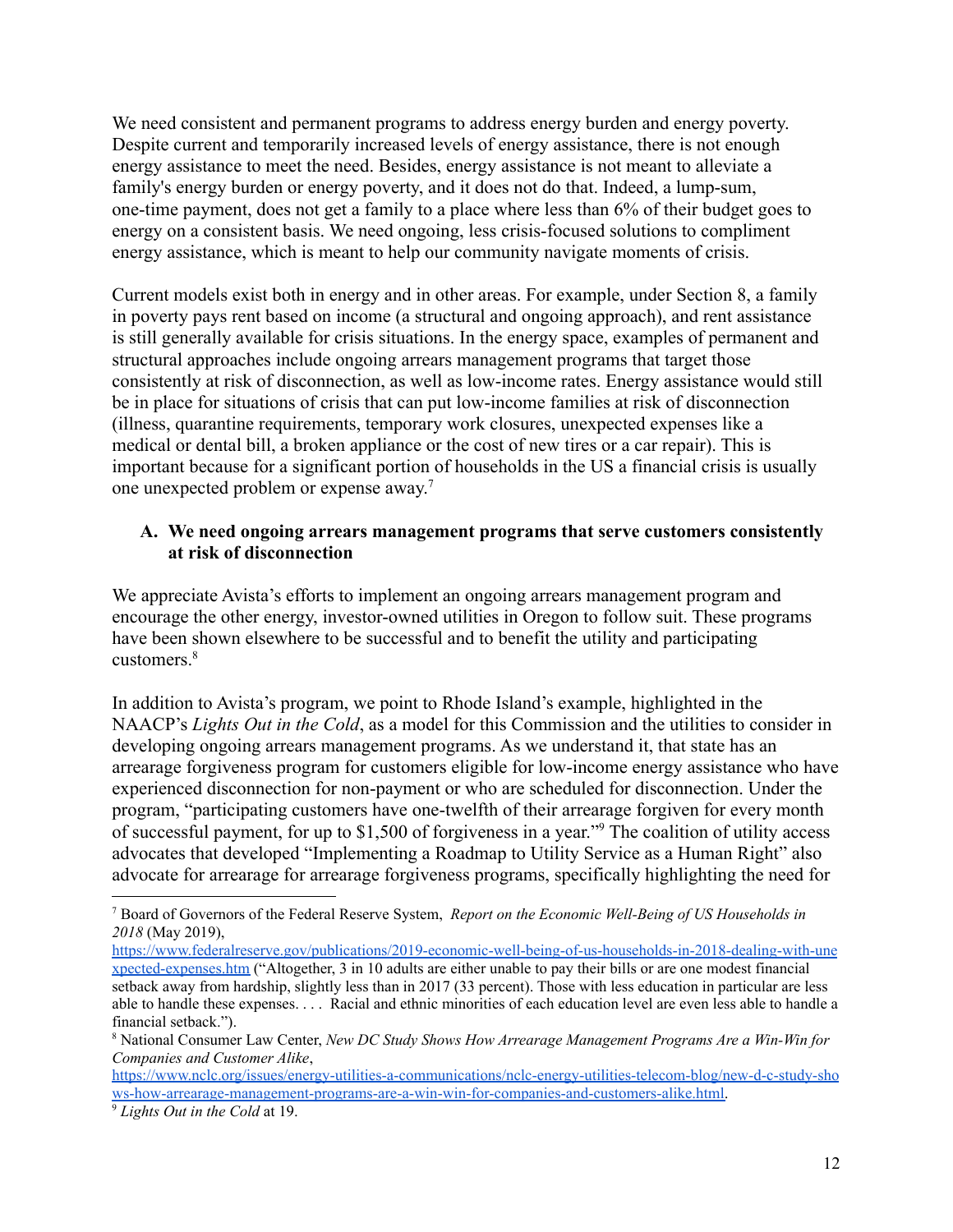We need consistent and permanent programs to address energy burden and energy poverty. Despite current and temporarily increased levels of energy assistance, there is not enough energy assistance to meet the need. Besides, energy assistance is not meant to alleviate a family's energy burden or energy poverty, and it does not do that. Indeed, a lump-sum, one-time payment, does not get a family to a place where less than 6% of their budget goes to energy on a consistent basis. We need ongoing, less crisis-focused solutions to compliment energy assistance, which is meant to help our community navigate moments of crisis.

Current models exist both in energy and in other areas. For example, under Section 8, a family in poverty pays rent based on income (a structural and ongoing approach), and rent assistance is still generally available for crisis situations. In the energy space, examples of permanent and structural approaches include ongoing arrears management programs that target those consistently at risk of disconnection, as well as low-income rates. Energy assistance would still be in place for situations of crisis that can put low-income families at risk of disconnection (illness, quarantine requirements, temporary work closures, unexpected expenses like a medical or dental bill, a broken appliance or the cost of new tires or a car repair). This is important because for a significant portion of households in the US a financial crisis is usually one unexpected problem or expense away.[7]

### A. We need ongoing arrears management programs that serve customers consistently at risk of disconnection

We appreciate Avista's efforts to implement an ongoing arrears management program and encourage the other energy, investor-owned utilities in Oregon to follow suit. These programs have been shown elsewhere to be successful and to benefit the utility and participating customers.[8]

In addition to Avista's program, we point to Rhode Island's example, highlighted in the NAACP's *Lights Out in the Cold*, as a model for this Commission and the utilities to consider in developing ongoing arrears management programs. As we understand it, that state has an arrearage forgiveness program for customers eligible for low-income energy assistance who have experienced disconnection for non-payment or who are scheduled for disconnection. Under the program, "participating customers have one-twelfth of their arrearage forgiven for every month of successful payment, for up to $1,500 of forgiveness in a year."[9] The coalition of utility access advocates that developed "Implementing a Roadmap to Utility Service as a Human Right" also advocate for arrearage for arrearage forgiveness programs, specifically highlighting the need for

---

[7] Board of Governors of the Federal Reserve System, *Report on the Economic Well-Being of US Households in 2018* (May 2019), https://www.federalreserve.gov/publications/2019-economic-well-being-of-us-households-in-2018-dealing-with-unexpected-expenses.htm ("Altogether, 3 in 10 adults are either unable to pay their bills or are one modest financial setback away from hardship, slightly less than in 2017 (33 percent). Those with less education in particular are less able to handle these expenses. . . . Racial and ethnic minorities of each education level are even less able to handle a financial setback.").

[8] National Consumer Law Center, *New DC Study Shows How Arrearage Management Programs Are a Win-Win for Companies and Customer Alike*, https://www.nclc.org/issues/energy-utilities-a-communications/nclc-energy-utilities-telecom-blog/new-d-c-study-shows-how-arrearage-management-programs-are-a-win-win-for-companies-and-customers-alike.html.

[9] *Lights Out in the Cold* at 19.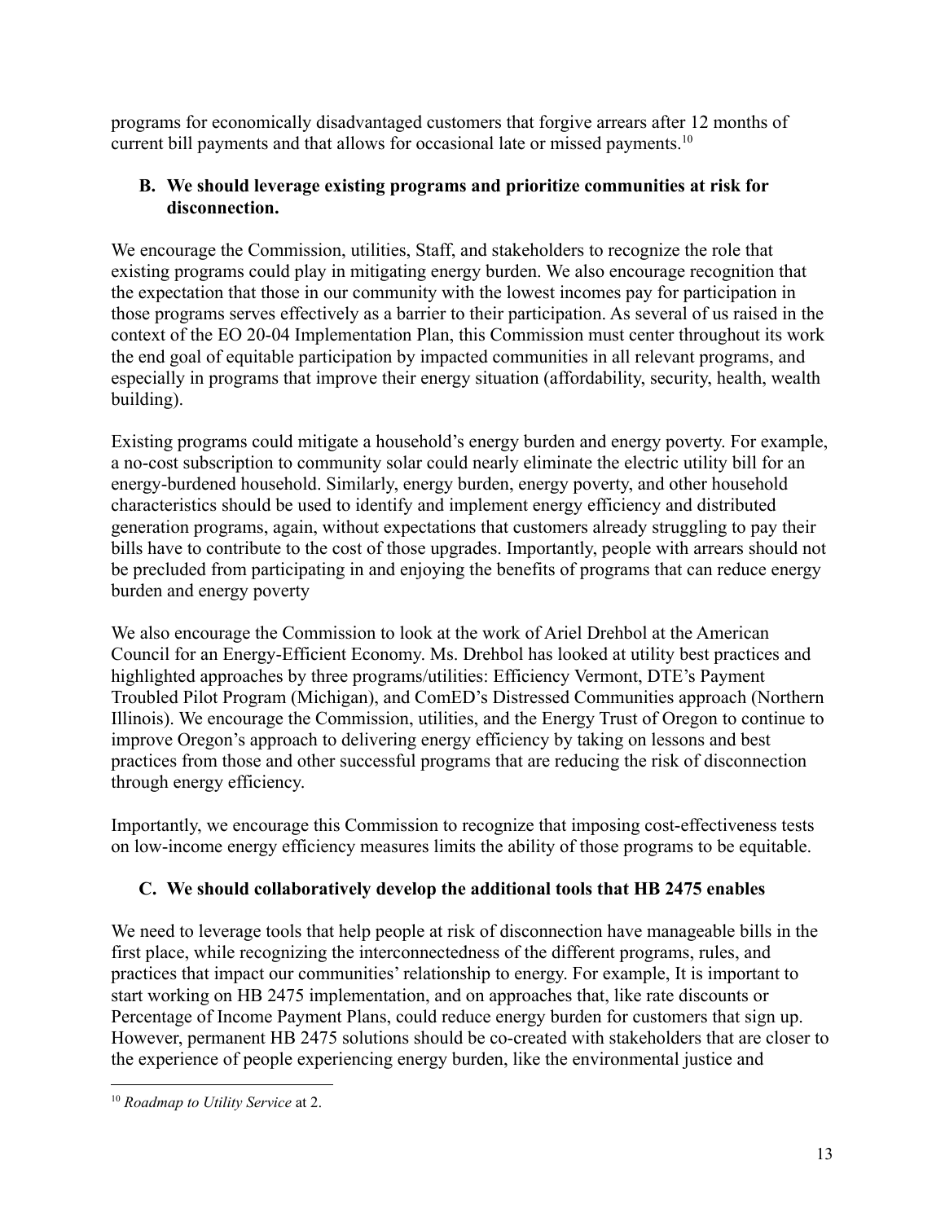programs for economically disadvantaged customers that forgive arrears after 12 months of current bill payments and that allows for occasional late or missed payments.[10]

### B. We should leverage existing programs and prioritize communities at risk for disconnection.

We encourage the Commission, utilities, Staff, and stakeholders to recognize the role that existing programs could play in mitigating energy burden. We also encourage recognition that the expectation that those in our community with the lowest incomes pay for participation in those programs serves effectively as a barrier to their participation. As several of us raised in the context of the EO 20-04 Implementation Plan, this Commission must center throughout its work the end goal of equitable participation by impacted communities in all relevant programs, and especially in programs that improve their energy situation (affordability, security, health, wealth building).

Existing programs could mitigate a household's energy burden and energy poverty. For example, a no-cost subscription to community solar could nearly eliminate the electric utility bill for an energy-burdened household. Similarly, energy burden, energy poverty, and other household characteristics should be used to identify and implement energy efficiency and distributed generation programs, again, without expectations that customers already struggling to pay their bills have to contribute to the cost of those upgrades. Importantly, people with arrears should not be precluded from participating in and enjoying the benefits of programs that can reduce energy burden and energy poverty

We also encourage the Commission to look at the work of Ariel Drehbol at the American Council for an Energy-Efficient Economy. Ms. Drehbol has looked at utility best practices and highlighted approaches by three programs/utilities: Efficiency Vermont, DTE's Payment Troubled Pilot Program (Michigan), and ComED's Distressed Communities approach (Northern Illinois). We encourage the Commission, utilities, and the Energy Trust of Oregon to continue to improve Oregon's approach to delivering energy efficiency by taking on lessons and best practices from those and other successful programs that are reducing the risk of disconnection through energy efficiency.

Importantly, we encourage this Commission to recognize that imposing cost-effectiveness tests on low-income energy efficiency measures limits the ability of those programs to be equitable.

### C. We should collaboratively develop the additional tools that HB 2475 enables

We need to leverage tools that help people at risk of disconnection have manageable bills in the first place, while recognizing the interconnectedness of the different programs, rules, and practices that impact our communities' relationship to energy. For example, It is important to start working on HB 2475 implementation, and on approaches that, like rate discounts or Percentage of Income Payment Plans, could reduce energy burden for customers that sign up. However, permanent HB 2475 solutions should be co-created with stakeholders that are closer to the experience of people experiencing energy burden, like the environmental justice and

---

[10] *Roadmap to Utility Service* at 2.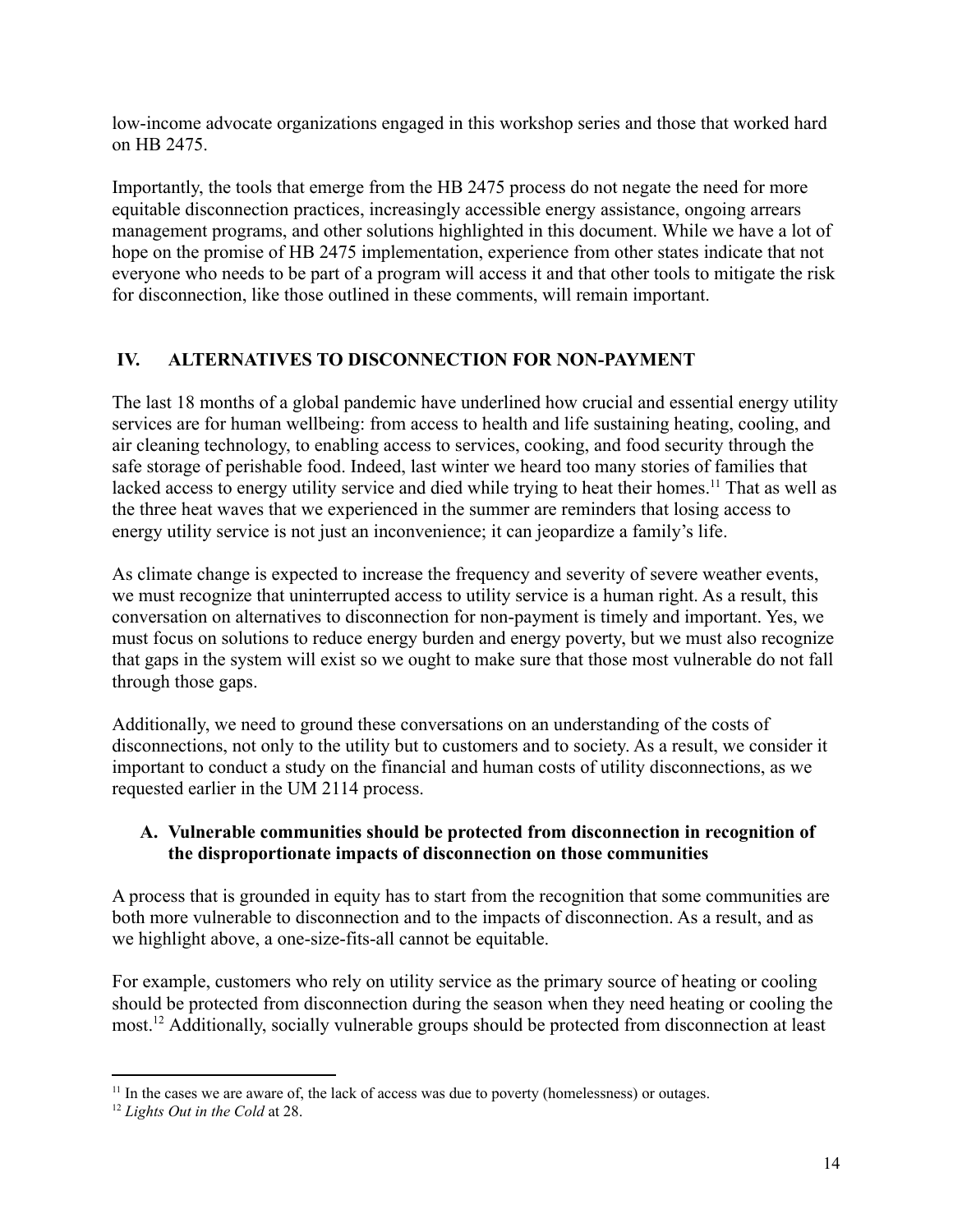low-income advocate organizations engaged in this workshop series and those that worked hard on HB 2475.

Importantly, the tools that emerge from the HB 2475 process do not negate the need for more equitable disconnection practices, increasingly accessible energy assistance, ongoing arrears management programs, and other solutions highlighted in this document. While we have a lot of hope on the promise of HB 2475 implementation, experience from other states indicate that not everyone who needs to be part of a program will access it and that other tools to mitigate the risk for disconnection, like those outlined in these comments, will remain important.

## IV. ALTERNATIVES TO DISCONNECTION FOR NON-PAYMENT

The last 18 months of a global pandemic have underlined how crucial and essential energy utility services are for human wellbeing: from access to health and life sustaining heating, cooling, and air cleaning technology, to enabling access to services, cooking, and food security through the safe storage of perishable food. Indeed, last winter we heard too many stories of families that lacked access to energy utility service and died while trying to heat their homes.[11] That as well as the three heat waves that we experienced in the summer are reminders that losing access to energy utility service is not just an inconvenience; it can jeopardize a family's life.

As climate change is expected to increase the frequency and severity of severe weather events, we must recognize that uninterrupted access to utility service is a human right. As a result, this conversation on alternatives to disconnection for non-payment is timely and important. Yes, we must focus on solutions to reduce energy burden and energy poverty, but we must also recognize that gaps in the system will exist so we ought to make sure that those most vulnerable do not fall through those gaps.

Additionally, we need to ground these conversations on an understanding of the costs of disconnections, not only to the utility but to customers and to society. As a result, we consider it important to conduct a study on the financial and human costs of utility disconnections, as we requested earlier in the UM 2114 process.

### A. Vulnerable communities should be protected from disconnection in recognition of the disproportionate impacts of disconnection on those communities

A process that is grounded in equity has to start from the recognition that some communities are both more vulnerable to disconnection and to the impacts of disconnection. As a result, and as we highlight above, a one-size-fits-all cannot be equitable.

For example, customers who rely on utility service as the primary source of heating or cooling should be protected from disconnection during the season when they need heating or cooling the most.[12] Additionally, socially vulnerable groups should be protected from disconnection at least

---

[11] In the cases we are aware of, the lack of access was due to poverty (homelessness) or outages.

[12] *Lights Out in the Cold* at 28.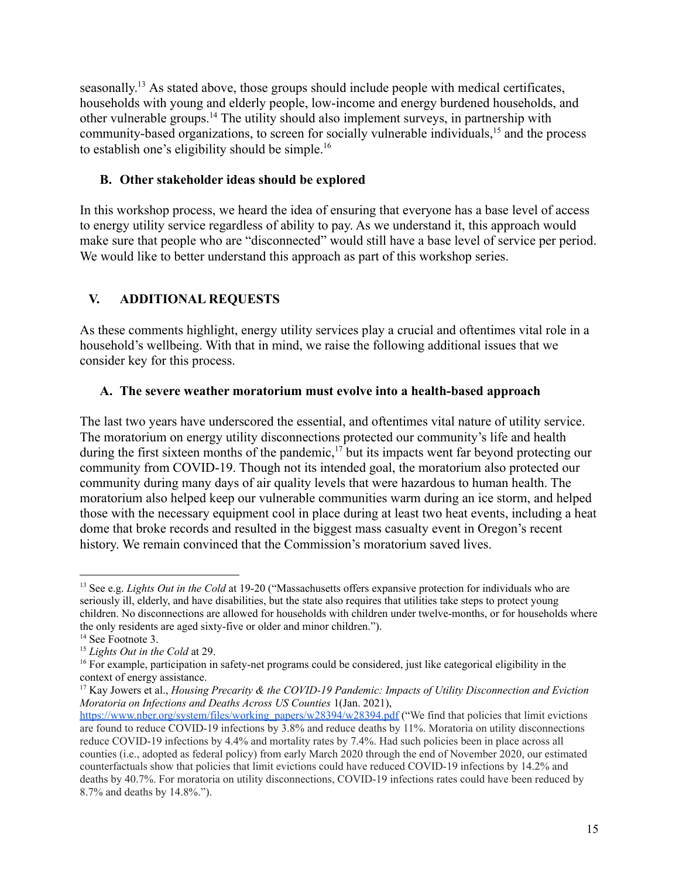seasonally.[13] As stated above, those groups should include people with medical certificates, households with young and elderly people, low-income and energy burdened households, and other vulnerable groups.[14] The utility should also implement surveys, in partnership with community-based organizations, to screen for socially vulnerable individuals,[15] and the process to establish one's eligibility should be simple.[16]

### B. Other stakeholder ideas should be explored

In this workshop process, we heard the idea of ensuring that everyone has a base level of access to energy utility service regardless of ability to pay. As we understand it, this approach would make sure that people who are "disconnected" would still have a base level of service per period. We would like to better understand this approach as part of this workshop series.

## V. ADDITIONAL REQUESTS

As these comments highlight, energy utility services play a crucial and oftentimes vital role in a household's wellbeing. With that in mind, we raise the following additional issues that we consider key for this process.

### A. The severe weather moratorium must evolve into a health-based approach

The last two years have underscored the essential, and oftentimes vital nature of utility service. The moratorium on energy utility disconnections protected our community's life and health during the first sixteen months of the pandemic,[17] but its impacts went far beyond protecting our community from COVID-19. Though not its intended goal, the moratorium also protected our community during many days of air quality levels that were hazardous to human health. The moratorium also helped keep our vulnerable communities warm during an ice storm, and helped those with the necessary equipment cool in place during at least two heat events, including a heat dome that broke records and resulted in the biggest mass casualty event in Oregon's recent history. We remain convinced that the Commission's moratorium saved lives.

---

[13] See e.g. *Lights Out in the Cold* at 19-20 ("Massachusetts offers expansive protection for individuals who are seriously ill, elderly, and have disabilities, but the state also requires that utilities take steps to protect young children. No disconnections are allowed for households with children under twelve-months, or for households where the only residents are aged sixty-five or older and minor children.").

[14] See Footnote 3.

[15] *Lights Out in the Cold* at 29.

[16] For example, participation in safety-net programs could be considered, just like categorical eligibility in the context of energy assistance.

[17] Kay Jowers et al., *Housing Precarity & the COVID-19 Pandemic: Impacts of Utility Disconnection and Eviction Moratoria on Infections and Deaths Across US Counties* 1(Jan. 2021), https://www.nber.org/system/files/working_papers/w28394/w28394.pdf ("We find that policies that limit evictions are found to reduce COVID-19 infections by 3.8% and reduce deaths by 11%. Moratoria on utility disconnections reduce COVID-19 infections by 4.4% and mortality rates by 7.4%. Had such policies been in place across all counties (i.e., adopted as federal policy) from early March 2020 through the end of November 2020, our estimated counterfactuals show that policies that limit evictions could have reduced COVID-19 infections by 14.2% and deaths by 40.7%. For moratoria on utility disconnections, COVID-19 infections rates could have been reduced by 8.7% and deaths by 14.8%.").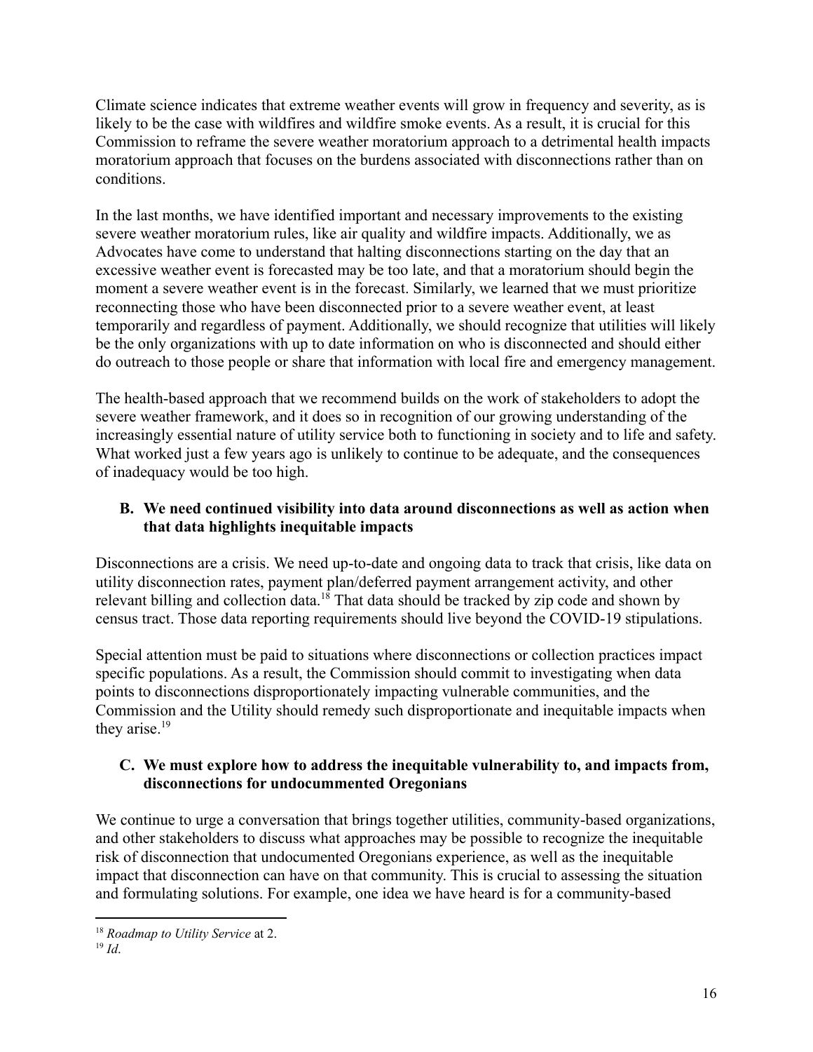Climate science indicates that extreme weather events will grow in frequency and severity, as is likely to be the case with wildfires and wildfire smoke events. As a result, it is crucial for this Commission to reframe the severe weather moratorium approach to a detrimental health impacts moratorium approach that focuses on the burdens associated with disconnections rather than on conditions.

In the last months, we have identified important and necessary improvements to the existing severe weather moratorium rules, like air quality and wildfire impacts. Additionally, we as Advocates have come to understand that halting disconnections starting on the day that an excessive weather event is forecasted may be too late, and that a moratorium should begin the moment a severe weather event is in the forecast. Similarly, we learned that we must prioritize reconnecting those who have been disconnected prior to a severe weather event, at least temporarily and regardless of payment. Additionally, we should recognize that utilities will likely be the only organizations with up to date information on who is disconnected and should either do outreach to those people or share that information with local fire and emergency management.

The health-based approach that we recommend builds on the work of stakeholders to adopt the severe weather framework, and it does so in recognition of our growing understanding of the increasingly essential nature of utility service both to functioning in society and to life and safety. What worked just a few years ago is unlikely to continue to be adequate, and the consequences of inadequacy would be too high.

### B. We need continued visibility into data around disconnections as well as action when that data highlights inequitable impacts

Disconnections are a crisis. We need up-to-date and ongoing data to track that crisis, like data on utility disconnection rates, payment plan/deferred payment arrangement activity, and other relevant billing and collection data.[18] That data should be tracked by zip code and shown by census tract. Those data reporting requirements should live beyond the COVID-19 stipulations.

Special attention must be paid to situations where disconnections or collection practices impact specific populations. As a result, the Commission should commit to investigating when data points to disconnections disproportionately impacting vulnerable communities, and the Commission and the Utility should remedy such disproportionate and inequitable impacts when they arise.[19]

### C. We must explore how to address the inequitable vulnerability to, and impacts from, disconnections for undocummented Oregonians

We continue to urge a conversation that brings together utilities, community-based organizations, and other stakeholders to discuss what approaches may be possible to recognize the inequitable risk of disconnection that undocumented Oregonians experience, as well as the inequitable impact that disconnection can have on that community. This is crucial to assessing the situation and formulating solutions. For example, one idea we have heard is for a community-based

---

[18] *Roadmap to Utility Service* at 2.

[19] *Id*.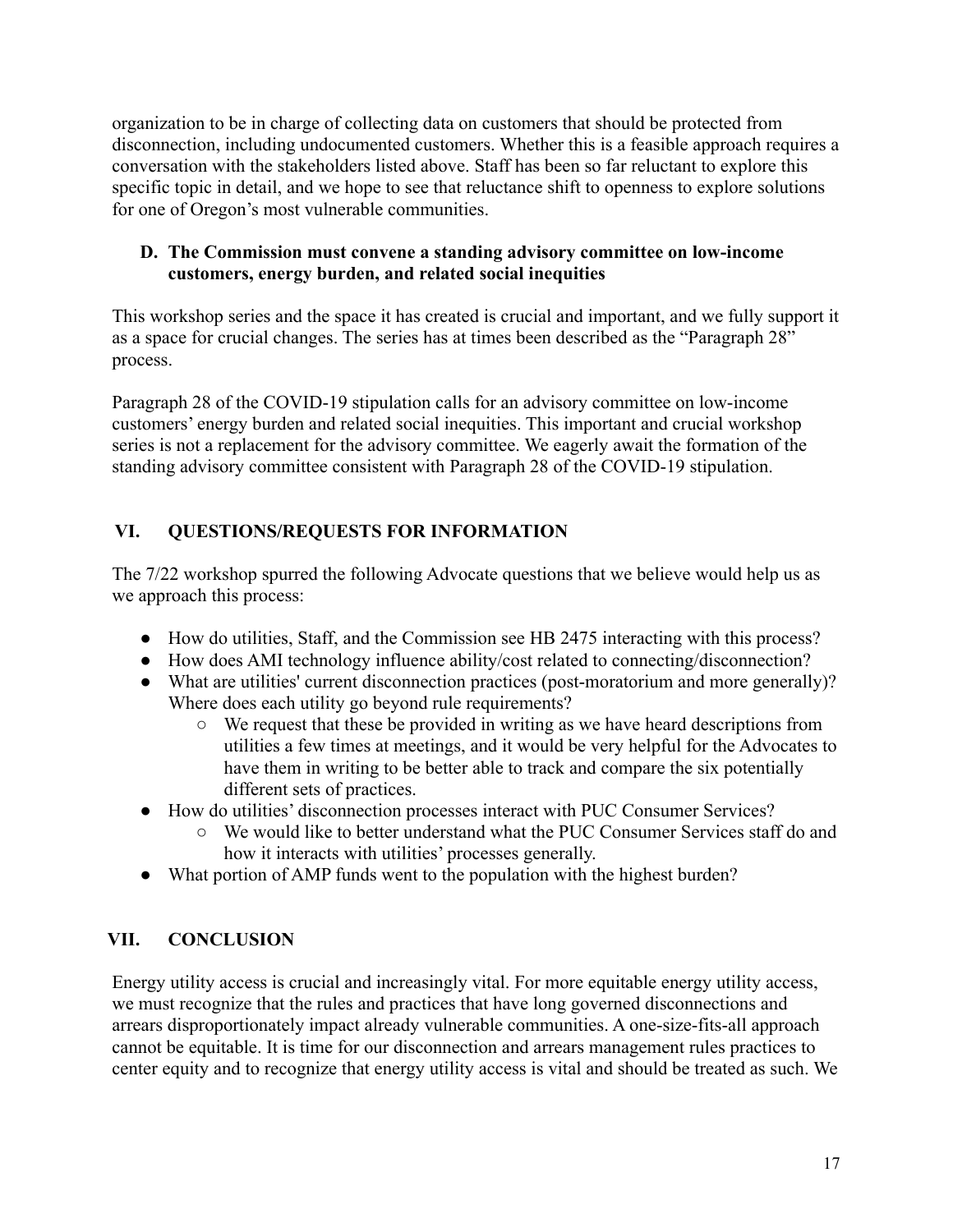organization to be in charge of collecting data on customers that should be protected from disconnection, including undocumented customers. Whether this is a feasible approach requires a conversation with the stakeholders listed above. Staff has been so far reluctant to explore this specific topic in detail, and we hope to see that reluctance shift to openness to explore solutions for one of Oregon's most vulnerable communities.

### D. The Commission must convene a standing advisory committee on low-income customers, energy burden, and related social inequities

This workshop series and the space it has created is crucial and important, and we fully support it as a space for crucial changes. The series has at times been described as the "Paragraph 28" process.

Paragraph 28 of the COVID-19 stipulation calls for an advisory committee on low-income customers' energy burden and related social inequities. This important and crucial workshop series is not a replacement for the advisory committee. We eagerly await the formation of the standing advisory committee consistent with Paragraph 28 of the COVID-19 stipulation.

## VI. QUESTIONS/REQUESTS FOR INFORMATION

The 7/22 workshop spurred the following Advocate questions that we believe would help us as we approach this process:

- How do utilities, Staff, and the Commission see HB 2475 interacting with this process?
- How does AMI technology influence ability/cost related to connecting/disconnection?
- What are utilities' current disconnection practices (post-moratorium and more generally)? Where does each utility go beyond rule requirements?
  - We request that these be provided in writing as we have heard descriptions from utilities a few times at meetings, and it would be very helpful for the Advocates to have them in writing to be better able to track and compare the six potentially different sets of practices.
- How do utilities' disconnection processes interact with PUC Consumer Services?
  - We would like to better understand what the PUC Consumer Services staff do and how it interacts with utilities' processes generally.
- What portion of AMP funds went to the population with the highest burden?

## VII. CONCLUSION

Energy utility access is crucial and increasingly vital. For more equitable energy utility access, we must recognize that the rules and practices that have long governed disconnections and arrears disproportionately impact already vulnerable communities. A one-size-fits-all approach cannot be equitable. It is time for our disconnection and arrears management rules practices to center equity and to recognize that energy utility access is vital and should be treated as such. We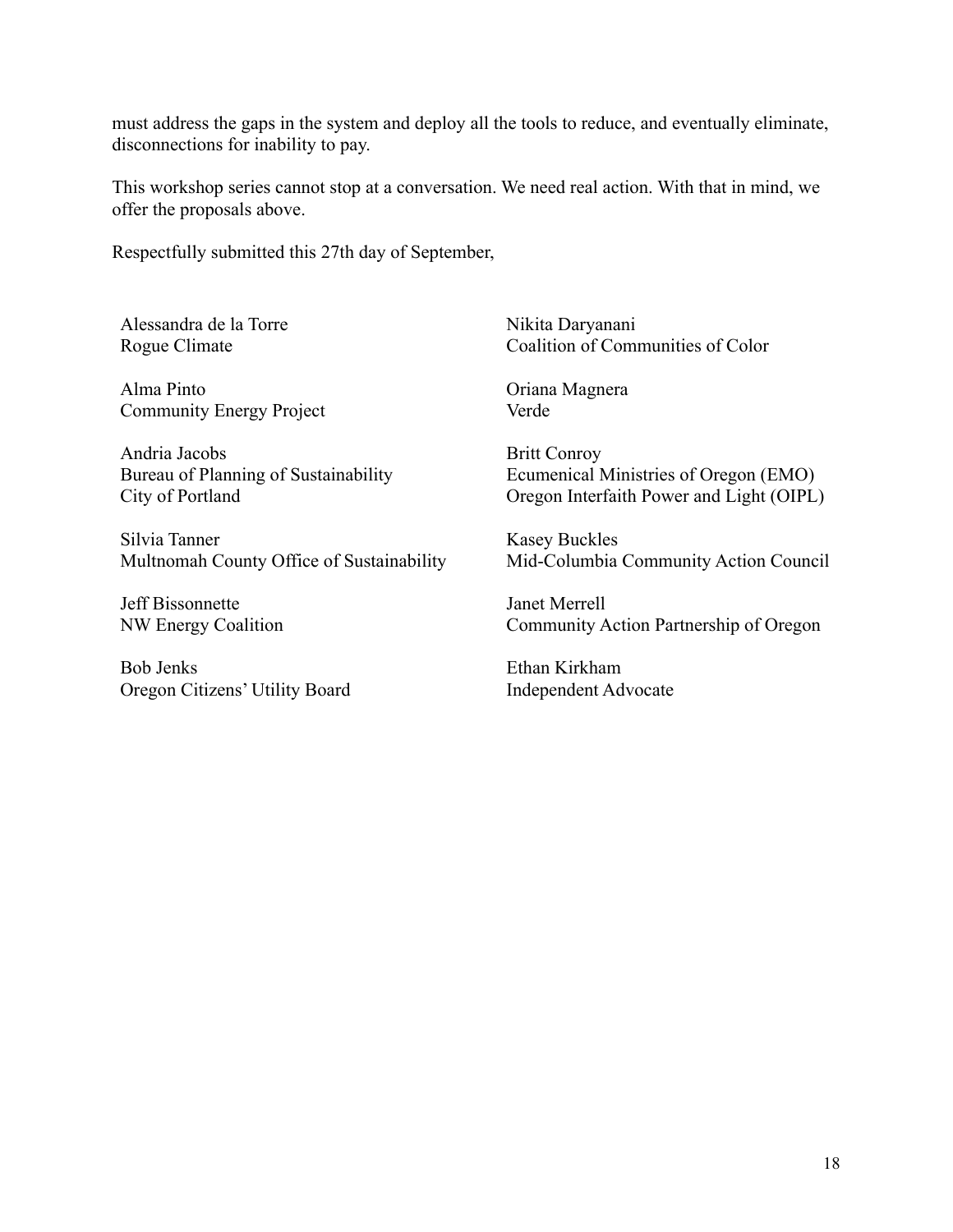must address the gaps in the system and deploy all the tools to reduce, and eventually eliminate, disconnections for inability to pay.

This workshop series cannot stop at a conversation. We need real action. With that in mind, we offer the proposals above.

Respectfully submitted this 27th day of September,

Alessandra de la Torre
Rogue Climate

Alma Pinto
Community Energy Project

Andria Jacobs
Bureau of Planning of Sustainability
City of Portland

Silvia Tanner
Multnomah County Office of Sustainability

Jeff Bissonnette
NW Energy Coalition

Bob Jenks
Oregon Citizens' Utility Board

Nikita Daryanani
Coalition of Communities of Color

Oriana Magnera
Verde

Britt Conroy
Ecumenical Ministries of Oregon (EMO)
Oregon Interfaith Power and Light (OIPL)

Kasey Buckles
Mid-Columbia Community Action Council

Janet Merrell
Community Action Partnership of Oregon

Ethan Kirkham
Independent Advocate